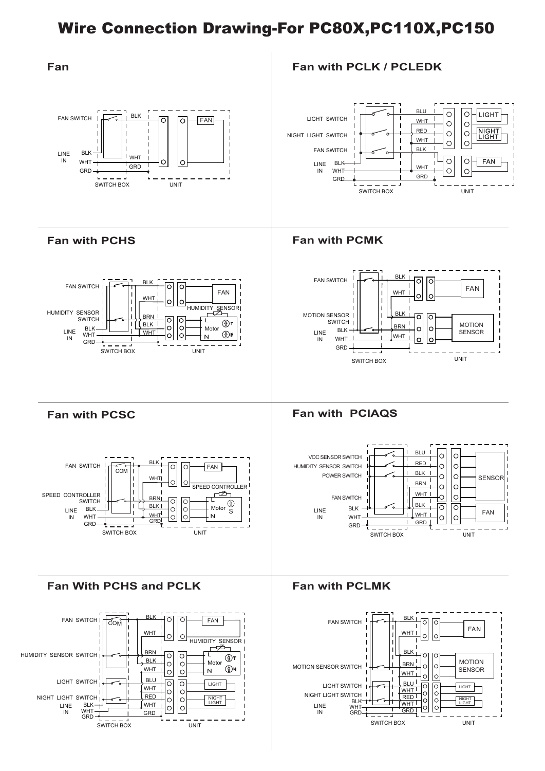# Wire Connection Drawing-For PC80X,PC110X,PC150

## Fan

FAN SWITCH, BLK, FAN, LINE IN, BLK, WHT, GRD, WHT, GRD, SWITCH BOX, UNIT

## Fan with PCLK / PCLEDK

LIGHT SWITCH, NIGHT LIGHT SWITCH, FAN SWITCH, LINE IN, BLK, WHT, GRD, BLU, WHT, RED, WHT, BLK, WHT, GRD, LIGHT, NIGHT LIGHT, FAN, SWITCH BOX, UNIT

## Fan with PCHS

FAN SWITCH, HUMIDITY SENSOR SWITCH, LINE IN, BLK, WHT, GRD, BLK, WHT, BRN, BLK, WHT, FAN, HUMIDITY SENSOR, L, Motor, N, T, H, SWITCH BOX, UNIT

## Fan with PCMK

FAN SWITCH, MOTION SENSOR SWITCH, LINE IN, BLK, WHT, GRD, BLK, WHT, BLK, BRN, WHT, FAN, MOTION SENSOR, SWITCH BOX, UNIT

## Fan with PCSC

FAN SWITCH, COM, SPEED CONTROLLER SWITCH, LINE IN, BLK, WHT, GRD, BLK, WHT, BRN, BLK, WHT, GRD, FAN, SPEED CONTROLLER, L, Motor, N, S, SWITCH BOX, UNIT

## Fan with PCIAQS

VOC SENSOR SWITCH, HUMIDITY SENSOR SWITCH, POWER SWITCH, FAN SWITCH, LINE IN, BLK, WHT, GRD, BLU, RED, BLK, BRN, WHT, BLK, WHT, GRD, SENSOR, FAN, SWITCH BOX, UNIT

## Fan With PCHS and PCLK

FAN SWITCH, COM, HUMIDITY SENSOR SWITCH, LIGHT SWITCH, NIGHT LIGHT SWITCH, LINE IN, BLK, WHT, GRD, BLK, WHT, BRN, BLK, WHT, BLU, WHT, RED, WHT, GRD, FAN, HUMIDITY SENSOR, L, Motor, N, T, H, LIGHT, NIGHT LIGHT, SWITCH BOX, UNIT

## Fan with PCLMK

FAN SWITCH, MOTION SENSOR SWITCH, LIGHT SWITCH, NIGHT LIGHT SWITCH, LINE IN, BLK, WHT, GRD, BLK, WHT, BLK, BRN, WHT, BLU, WHT, RED, WHT, GRD, FAN, MOTION SENSOR, LIGHT, NIGHT LIGHT, SWITCH BOX, UNIT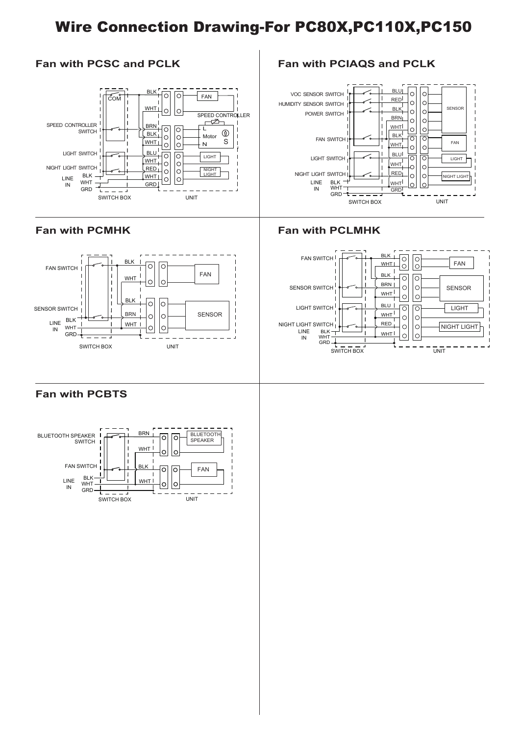# Wire Connection Drawing-For PC80X,PC110X,PC150

## Fan with PCSC and PCLK

COM
SPEED CONTROLLER SWITCH
LIGHT SWITCH
NIGHT LIGHT SWITCH
LINE IN
BLK
WHT
GRD
BLK
WHT
BRN
BLK
WHT
BLU
WHT
RED
WHT
GRD
FAN
SPEED CONTROLLER
L
Motor
N
S
LIGHT
NIGHT LIGHT
SWITCH BOX
UNIT

## Fan with PCIAQS and PCLK

VOC SENSOR SWITCH
HUMIDITY SENSOR SWITCH
POWER SWITCH
FAN SWITCH
LIGHT SWITCH
NIGHT LIGHT SWITCH
LINE IN
BLK
WHT
GRD
BLU
RED
BLK
BRN
WHT
BLK
WHT
BLU
WHT
RED
WHT
GRD
SENSOR
FAN
LIGHT
NIGHT LIGHT
SWITCH BOX
UNIT

## Fan with PCMHK

FAN SWITCH
SENSOR SWITCH
LINE IN
BLK
WHT
GRD
BLK
WHT
BLK
BRN
WHT
FAN
SENSOR
SWITCH BOX
UNIT

## Fan with PCLMHK

FAN SWITCH
SENSOR SWITCH
LIGHT SWITCH
NIGHT LIGHT SWITCH
LINE IN
BLK
WHT
GRD
BLK
WHT
BLK
BRN
WHT
BLU
WHT
RED
WHT
FAN
SENSOR
LIGHT
NIGHT LIGHT
SWITCH BOX
UNIT

## Fan with PCBTS

BLUETOOTH SPEAKER SWITCH
FAN SWITCH
LINE IN
BLK
WHT
GRD
BRN
WHT
BLK
WHT
BLUETOOTH SPEAKER
FAN
SWITCH BOX
UNIT